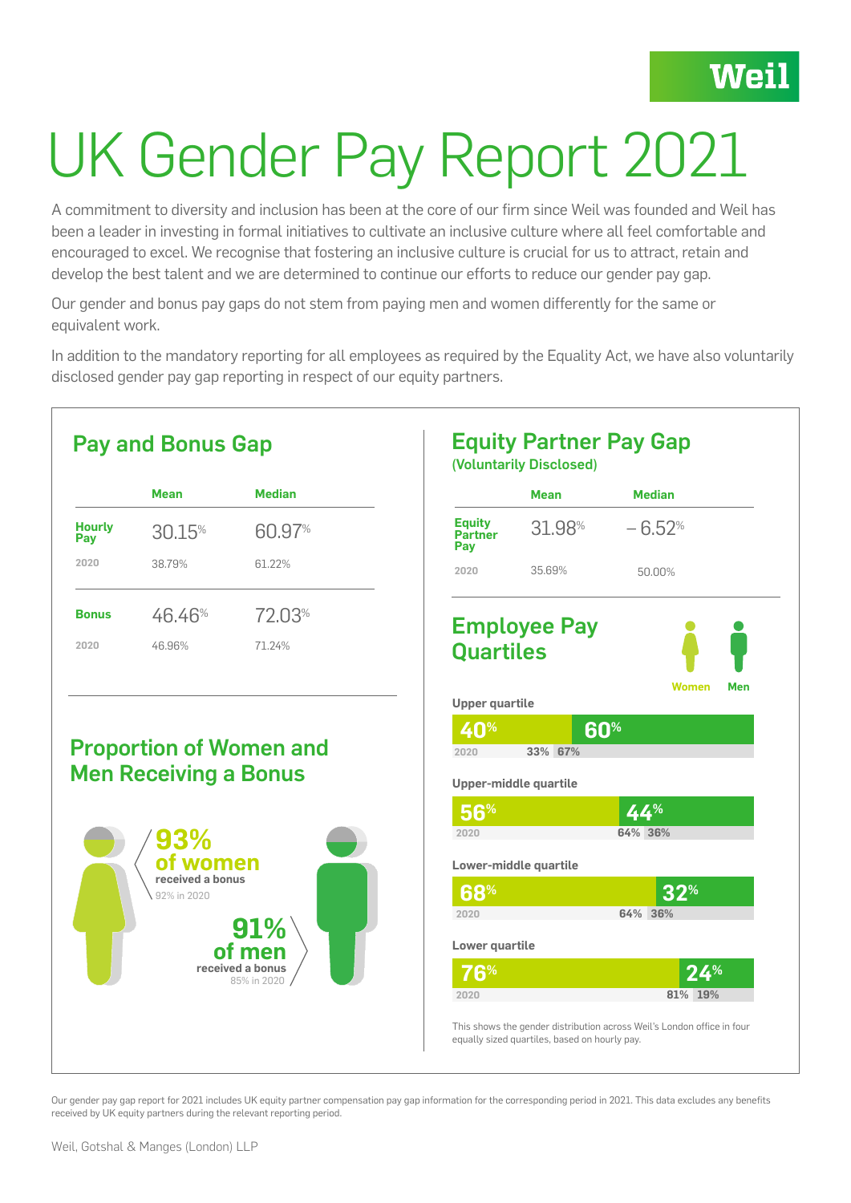Weil

# UK Gender Pay Report 2021

A commitment to diversity and inclusion has been at the core of our firm since Weil was founded and Weil has been a leader in investing in formal initiatives to cultivate an inclusive culture where all feel comfortable and encouraged to excel. We recognise that fostering an inclusive culture is crucial for us to attract, retain and develop the best talent and we are determined to continue our efforts to reduce our gender pay gap.

Our gender and bonus pay gaps do not stem from paying men and women differently for the same or equivalent work.

In addition to the mandatory reporting for all employees as required by the Equality Act, we have also voluntarily disclosed gender pay gap reporting in respect of our equity partners.

## Pay and Bonus Gap

| | Mean | Median |
|---|---|---|
| **Hourly Pay** | 30.15% | 60.97% |
| 2020 | 38.79% | 61.22% |
| **Bonus** | 46.46% | 72.03% |
| 2020 | 46.96% | 71.24% |

## Proportion of Women and Men Receiving a Bonus

**93% of women** received a bonus
92% in 2020

**91% of men** received a bonus
85% in 2020

## Equity Partner Pay Gap

(Voluntarily Disclosed)

| | Mean | Median |
|---|---|---|
| **Equity Partner Pay** | 31.98% | – 6.52% |
| 2020 | 35.69% | 50.00% |

## Employee Pay Quartiles

| Quartile | Women | Men |
|---|---|---|
| **Upper quartile** | 40% | 60% |
| 2020 | 33% | 67% |
| **Upper-middle quartile** | 56% | 44% |
| 2020 | 64% | 36% |
| **Lower-middle quartile** | 68% | 32% |
| 2020 | 64% | 36% |
| **Lower quartile** | 76% | 24% |
| 2020 | 81% | 19% |

This shows the gender distribution across Weil's London office in four equally sized quartiles, based on hourly pay.

Our gender pay gap report for 2021 includes UK equity partner compensation pay gap information for the corresponding period in 2021. This data excludes any benefits received by UK equity partners during the relevant reporting period.

Weil, Gotshal & Manges (London) LLP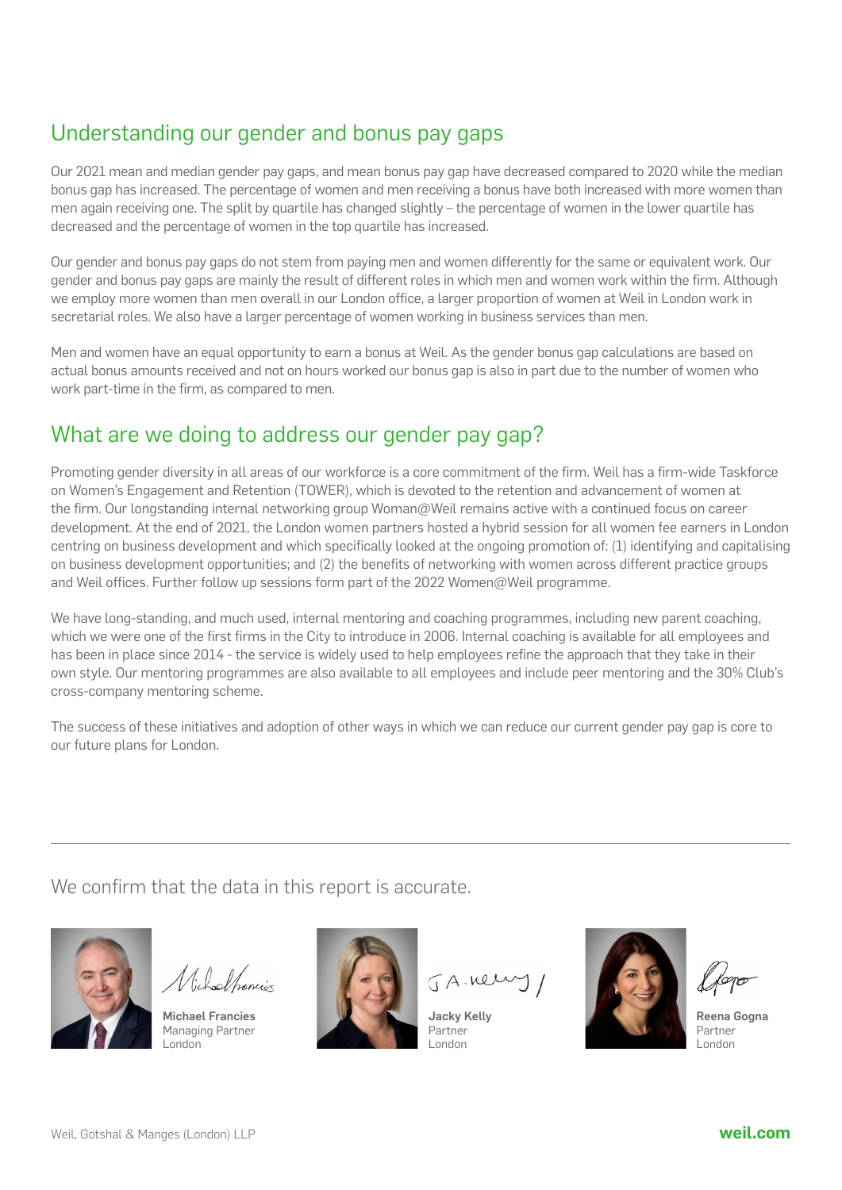## Understanding our gender and bonus pay gaps

Our 2021 mean and median gender pay gaps, and mean bonus pay gap have decreased compared to 2020 while the median bonus gap has increased. The percentage of women and men receiving a bonus have both increased with more women than men again receiving one. The split by quartile has changed slightly – the percentage of women in the lower quartile has decreased and the percentage of women in the top quartile has increased.

Our gender and bonus pay gaps do not stem from paying men and women differently for the same or equivalent work. Our gender and bonus pay gaps are mainly the result of different roles in which men and women work within the firm. Although we employ more women than men overall in our London office, a larger proportion of women at Weil in London work in secretarial roles. We also have a larger percentage of women working in business services than men.

Men and women have an equal opportunity to earn a bonus at Weil. As the gender bonus gap calculations are based on actual bonus amounts received and not on hours worked our bonus gap is also in part due to the number of women who work part-time in the firm, as compared to men.

## What are we doing to address our gender pay gap?

Promoting gender diversity in all areas of our workforce is a core commitment of the firm. Weil has a firm-wide Taskforce on Women's Engagement and Retention (TOWER), which is devoted to the retention and advancement of women at the firm. Our longstanding internal networking group Woman@Weil remains active with a continued focus on career development. At the end of 2021, the London women partners hosted a hybrid session for all women fee earners in London centring on business development and which specifically looked at the ongoing promotion of: (1) identifying and capitalising on business development opportunities; and (2) the benefits of networking with women across different practice groups and Weil offices. Further follow up sessions form part of the 2022 Women@Weil programme.

We have long-standing, and much used, internal mentoring and coaching programmes, including new parent coaching, which we were one of the first firms in the City to introduce in 2006. Internal coaching is available for all employees and has been in place since 2014 - the service is widely used to help employees refine the approach that they take in their own style. Our mentoring programmes are also available to all employees and include peer mentoring and the 30% Club's cross-company mentoring scheme.

The success of these initiatives and adoption of other ways in which we can reduce our current gender pay gap is core to our future plans for London.

---

We confirm that the data in this report is accurate.

**Michael Francies**
Managing Partner
London

**Jacky Kelly**
Partner
London

**Reena Gogna**
Partner
London

Weil, Gotshal & Manges (London) LLP

**weil.com**